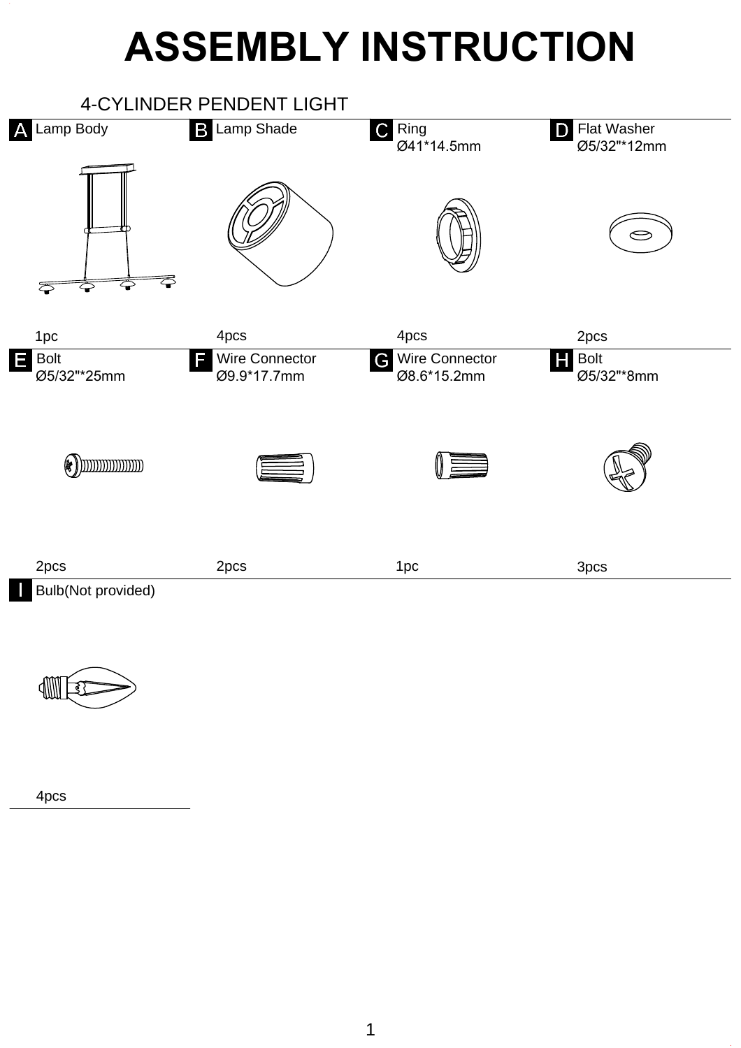# ASSEMBLY INSTRUCTION

## 4-CYLINDER PENDENT LIGHT

| Part | Description | Size | Quantity |
|---|---|---|---|
| A | Lamp Body | | 1pc |
| B | Lamp Shade | | 4pcs |
| C | Ring | Ø41*14.5mm | 4pcs |
| D | Flat Washer | Ø5/32"*12mm | 2pcs |
| E | Bolt | Ø5/32"*25mm | 2pcs |
| F | Wire Connector | Ø9.9*17.7mm | 2pcs |
| G | Wire Connector | Ø8.6*15.2mm | 1pc |
| H | Bolt | Ø5/32"*8mm | 3pcs |
| I | Bulb(Not provided) | | 4pcs |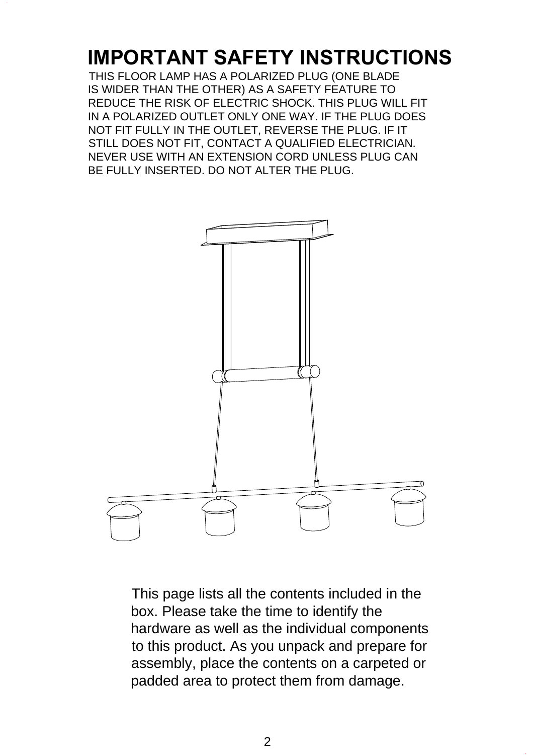# IMPORTANT SAFETY INSTRUCTIONS

THIS FLOOR LAMP HAS A POLARIZED PLUG (ONE BLADE IS WIDER THAN THE OTHER) AS A SAFETY FEATURE TO REDUCE THE RISK OF ELECTRIC SHOCK. THIS PLUG WILL FIT IN A POLARIZED OUTLET ONLY ONE WAY. IF THE PLUG DOES NOT FIT FULLY IN THE OUTLET, REVERSE THE PLUG. IF IT STILL DOES NOT FIT, CONTACT A QUALIFIED ELECTRICIAN. NEVER USE WITH AN EXTENSION CORD UNLESS PLUG CAN BE FULLY INSERTED. DO NOT ALTER THE PLUG.

This page lists all the contents included in the box. Please take the time to identify the hardware as well as the individual components to this product. As you unpack and prepare for assembly, place the contents on a carpeted or padded area to protect them from damage.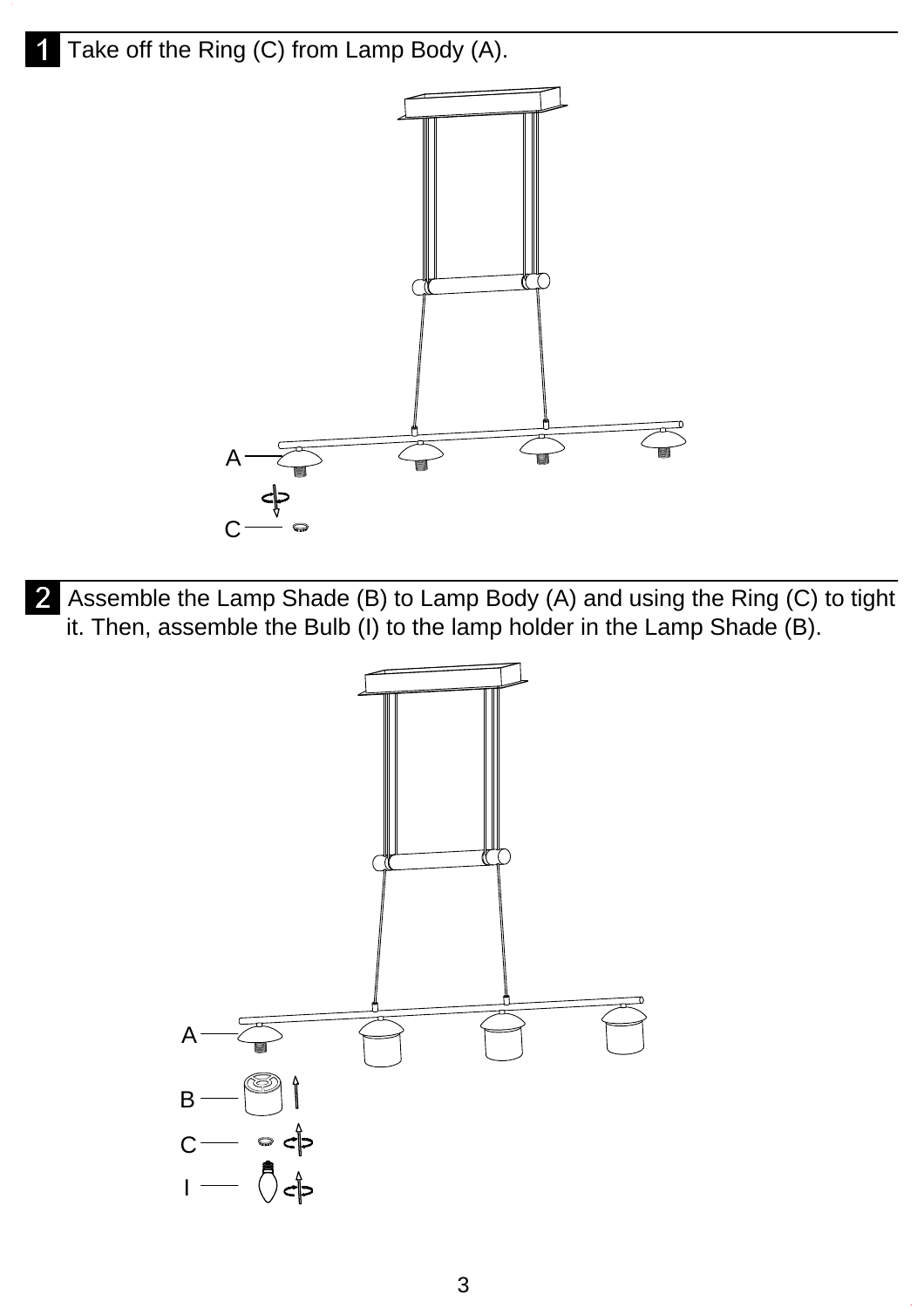**1** Take off the Ring (C) from Lamp Body (A).

A

C

**2** Assemble the Lamp Shade (B) to Lamp Body (A) and using the Ring (C) to tight it. Then, assemble the Bulb (I) to the lamp holder in the Lamp Shade (B).

A

B

C

I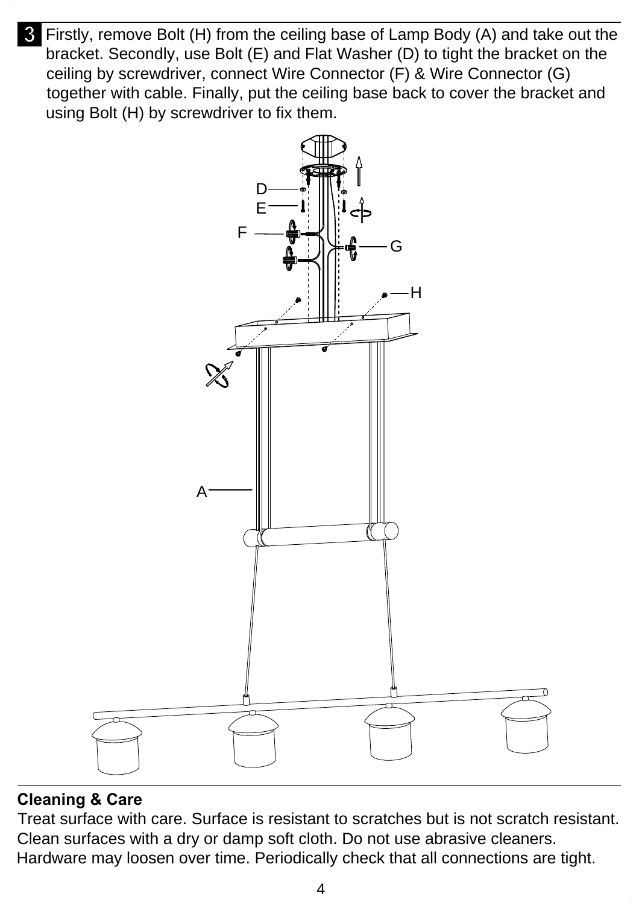**3** Firstly, remove Bolt (H) from the ceiling base of Lamp Body (A) and take out the bracket. Secondly, use Bolt (E) and Flat Washer (D) to tight the bracket on the ceiling by screwdriver, connect Wire Connector (F) & Wire Connector (G) together with cable. Finally, put the ceiling base back to cover the bracket and using Bolt (H) by screwdriver to fix them.

D

E

F

G

H

A

## Cleaning & Care

Treat surface with care. Surface is resistant to scratches but is not scratch resistant.
Clean surfaces with a dry or damp soft cloth. Do not use abrasive cleaners.
Hardware may loosen over time. Periodically check that all connections are tight.